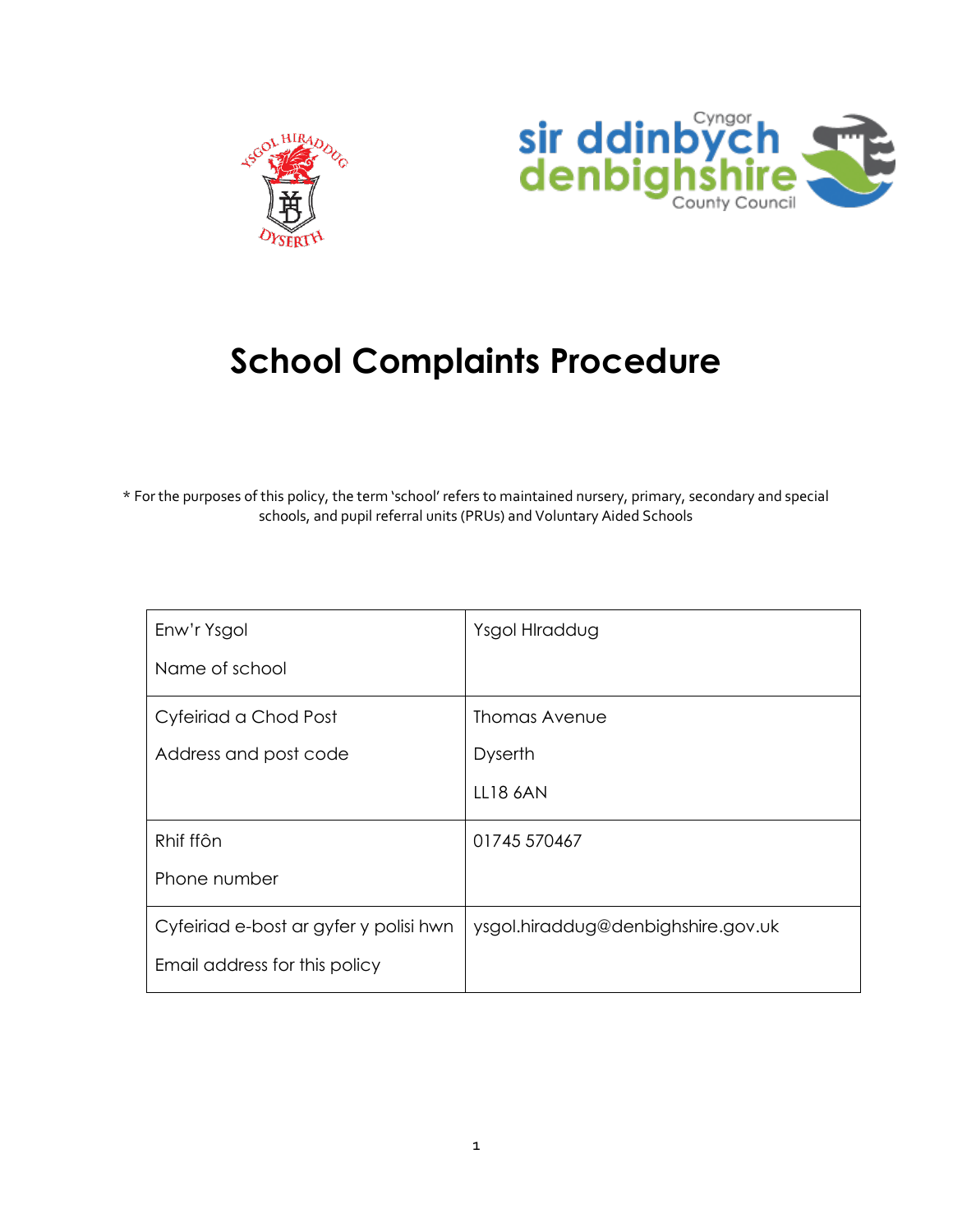# School Complaints Procedure

* For the purposes of this policy, the term 'school' refers to maintained nursery, primary, secondary and special schools, and pupil referral units (PRUs) and Voluntary Aided Schools

| Enw'r Ysgol<br>Name of school | Ysgol HIraddug |
|---|---|
| Cyfeiriad a Chod Post<br>Address and post code | Thomas Avenue<br>Dyserth<br>LL18 6AN |
| Rhif ffôn<br>Phone number | 01745 570467 |
| Cyfeiriad e-bost ar gyfer y polisi hwn<br>Email address for this policy | ysgol.hiraddug@denbighshire.gov.uk |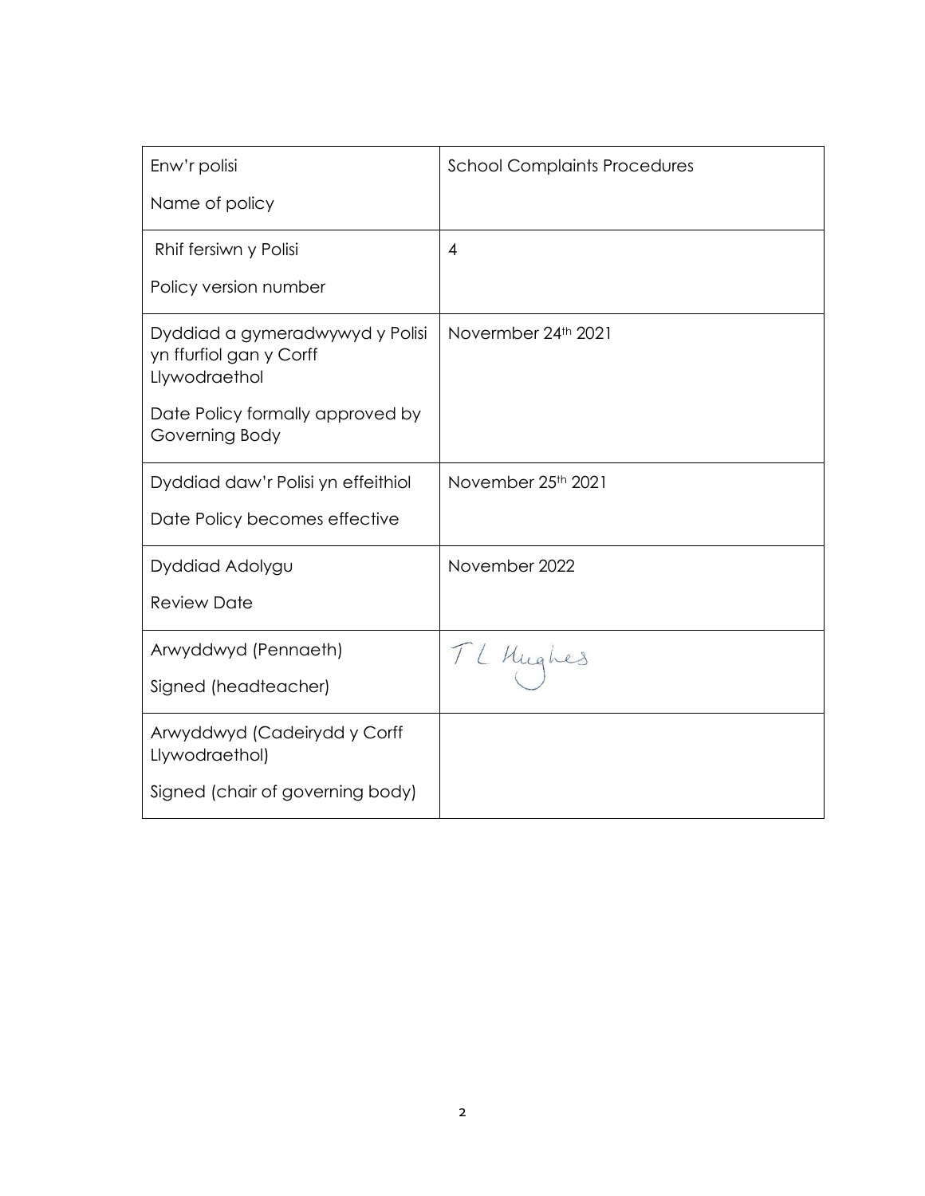| Enw'r polisi<br><br>Name of policy | School Complaints Procedures |
|---|---|
| Rhif fersiwn y Polisi<br><br>Policy version number | 4 |
| Dyddiad a gymeradwywyd y Polisi yn ffurfiol gan y Corff Llywodraethol<br><br>Date Policy formally approved by Governing Body | Novermber 24th 2021 |
| Dyddiad daw'r Polisi yn effeithiol<br><br>Date Policy becomes effective | November 25th 2021 |
| Dyddiad Adolygu<br><br>Review Date | November 2022 |
| Arwyddwyd (Pennaeth)<br><br>Signed (headteacher) | T L Hughes |
| Arwyddwyd (Cadeirydd y Corff Llywodraethol)<br><br>Signed (chair of governing body) | |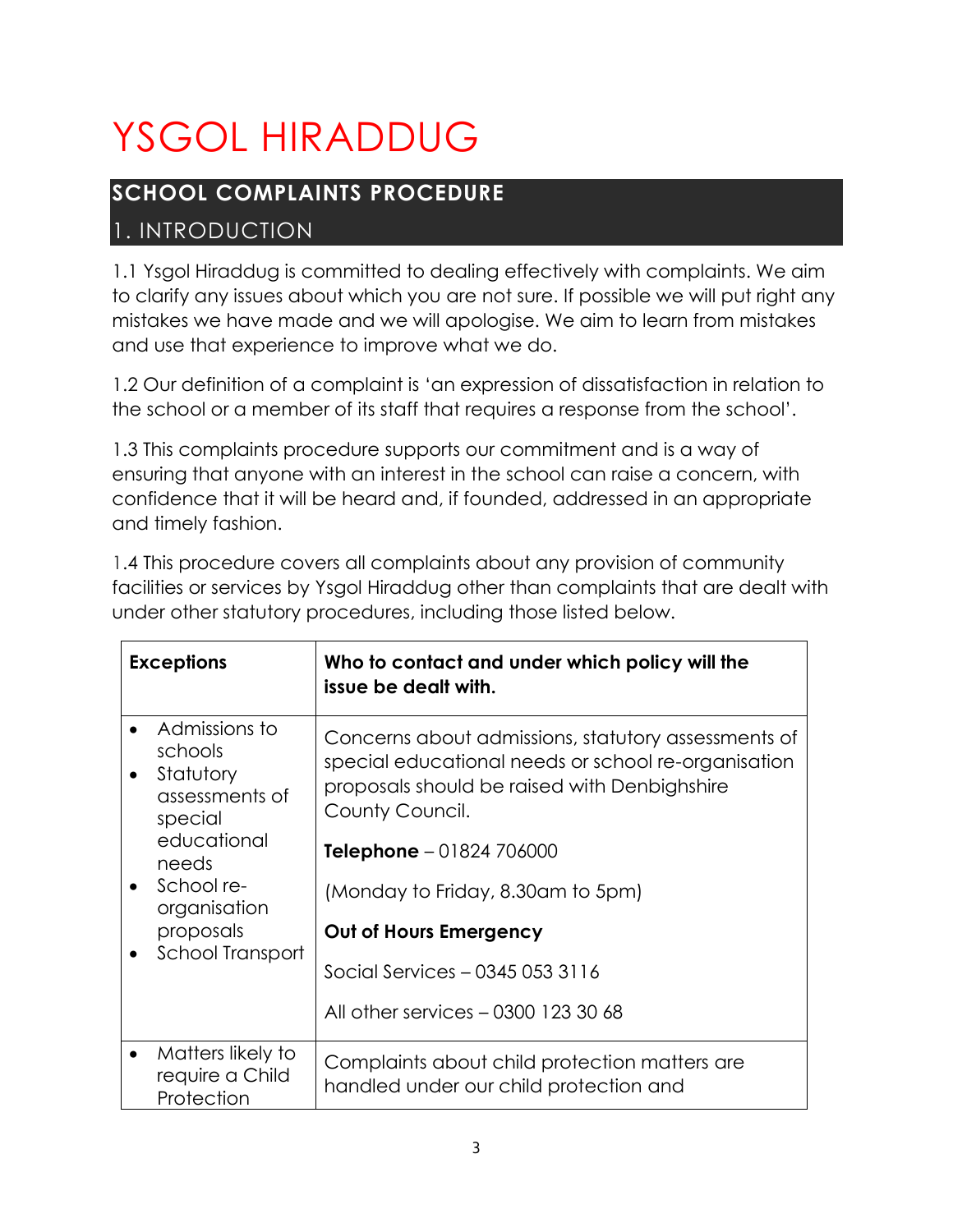# YSGOL HIRADDUG

## SCHOOL COMPLAINTS PROCEDURE

## 1. INTRODUCTION

1.1 Ysgol Hiraddug is committed to dealing effectively with complaints. We aim to clarify any issues about which you are not sure. If possible we will put right any mistakes we have made and we will apologise. We aim to learn from mistakes and use that experience to improve what we do.

1.2 Our definition of a complaint is 'an expression of dissatisfaction in relation to the school or a member of its staff that requires a response from the school'.

1.3 This complaints procedure supports our commitment and is a way of ensuring that anyone with an interest in the school can raise a concern, with confidence that it will be heard and, if founded, addressed in an appropriate and timely fashion.

1.4 This procedure covers all complaints about any provision of community facilities or services by Ysgol Hiraddug other than complaints that are dealt with under other statutory procedures, including those listed below.

| Exceptions | Who to contact and under which policy will the issue be dealt with. |
|---|---|
| • Admissions to schools<br>• Statutory assessments of special educational needs<br>• School re-organisation proposals<br>• School Transport | Concerns about admissions, statutory assessments of special educational needs or school re-organisation proposals should be raised with Denbighshire County Council.<br><br>**Telephone** – 01824 706000<br><br>(Monday to Friday, 8.30am to 5pm)<br><br>**Out of Hours Emergency**<br><br>Social Services – 0345 053 3116<br><br>All other services – 0300 123 30 68 |
| • Matters likely to require a Child Protection | Complaints about child protection matters are handled under our child protection and |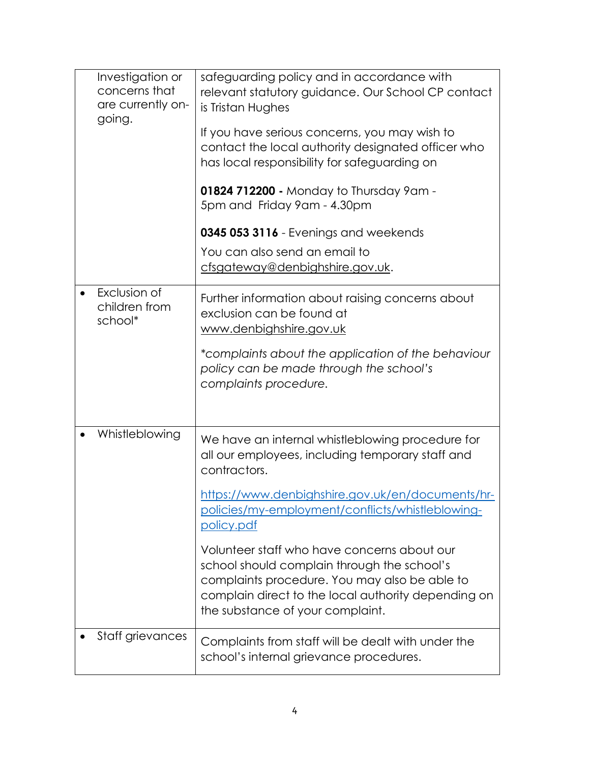| | |
|---|---|
| Investigation or concerns that are currently on-going. | safeguarding policy and in accordance with relevant statutory guidance. Our School CP contact is Tristan Hughes<br><br>If you have serious concerns, you may wish to contact the local authority designated officer who has local responsibility for safeguarding on<br><br>**01824 712200 -** Monday to Thursday 9am - 5pm and Friday 9am - 4.30pm<br><br>**0345 053 3116** - Evenings and weekends<br><br>You can also send an email to cfsgateway@denbighshire.gov.uk. |
| • Exclusion of children from school* | Further information about raising concerns about exclusion can be found at www.denbighshire.gov.uk<br><br>*\*complaints about the application of the behaviour policy can be made through the school's complaints procedure.* |
| • Whistleblowing | We have an internal whistleblowing procedure for all our employees, including temporary staff and contractors.<br><br>https://www.denbighshire.gov.uk/en/documents/hr-policies/my-employment/conflicts/whistleblowing-policy.pdf<br><br>Volunteer staff who have concerns about our school should complain through the school's complaints procedure. You may also be able to complain direct to the local authority depending on the substance of your complaint. |
| • Staff grievances | Complaints from staff will be dealt with under the school's internal grievance procedures. |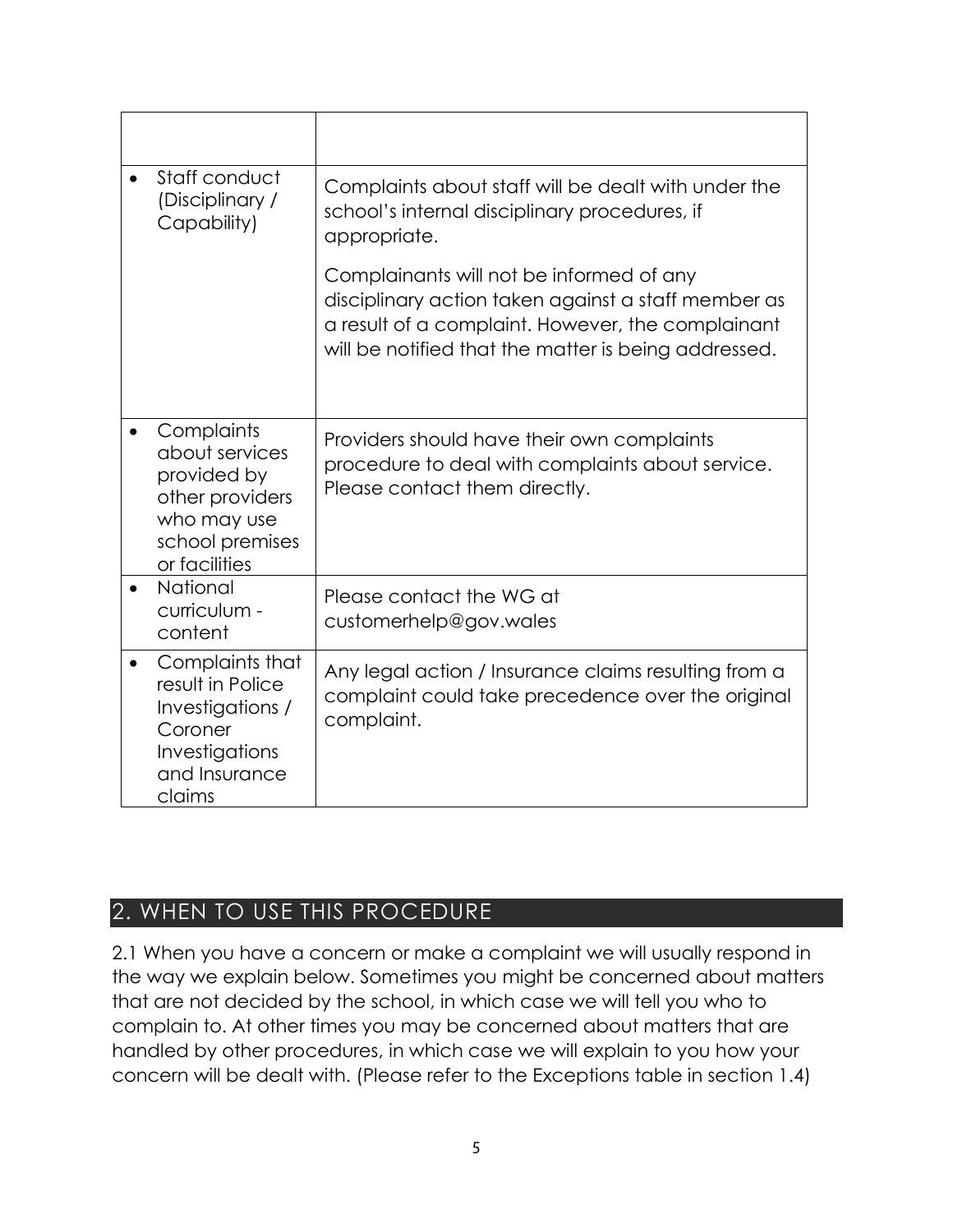| | |
|---|---|
| • Staff conduct (Disciplinary / Capability) | Complaints about staff will be dealt with under the school's internal disciplinary procedures, if appropriate.<br><br>Complainants will not be informed of any disciplinary action taken against a staff member as a result of a complaint. However, the complainant will be notified that the matter is being addressed. |
| • Complaints about services provided by other providers who may use school premises or facilities | Providers should have their own complaints procedure to deal with complaints about service. Please contact them directly. |
| • National curriculum - content | Please contact the WG at customerhelp@gov.wales |
| • Complaints that result in Police Investigations / Coroner Investigations and Insurance claims | Any legal action / Insurance claims resulting from a complaint could take precedence over the original complaint. |

## 2. WHEN TO USE THIS PROCEDURE

2.1 When you have a concern or make a complaint we will usually respond in the way we explain below. Sometimes you might be concerned about matters that are not decided by the school, in which case we will tell you who to complain to. At other times you may be concerned about matters that are handled by other procedures, in which case we will explain to you how your concern will be dealt with. (Please refer to the Exceptions table in section 1.4)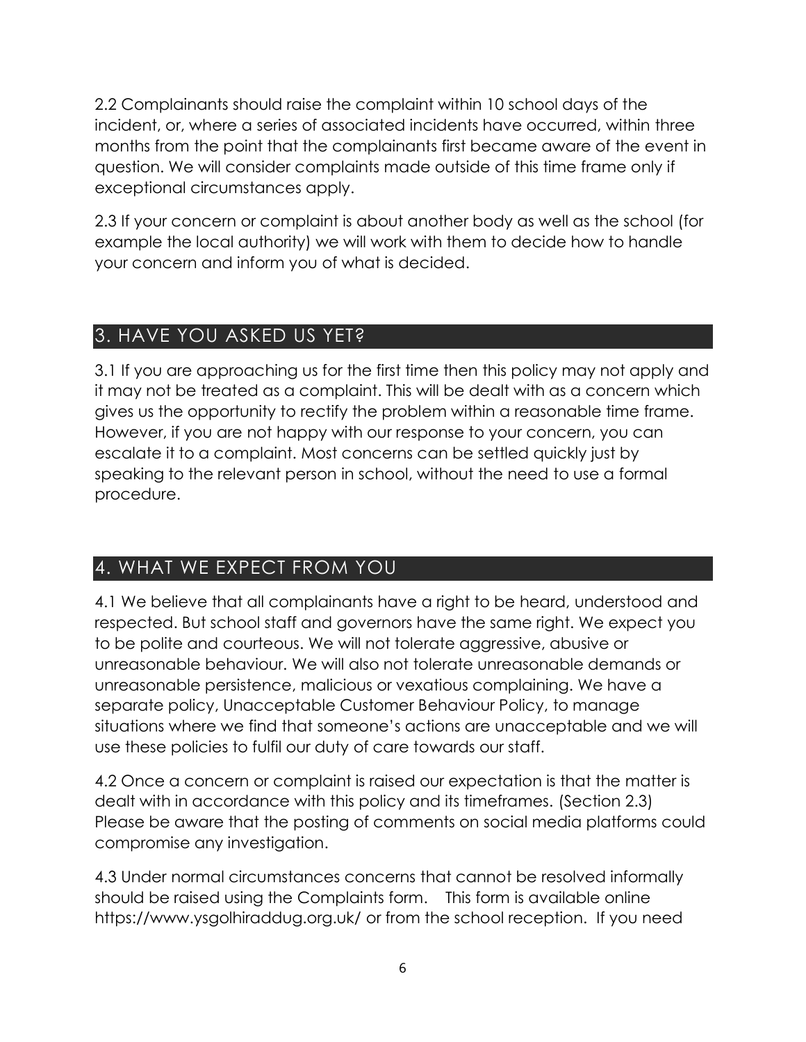2.2 Complainants should raise the complaint within 10 school days of the incident, or, where a series of associated incidents have occurred, within three months from the point that the complainants first became aware of the event in question. We will consider complaints made outside of this time frame only if exceptional circumstances apply.

2.3 If your concern or complaint is about another body as well as the school (for example the local authority) we will work with them to decide how to handle your concern and inform you of what is decided.

## 3. HAVE YOU ASKED US YET?

3.1 If you are approaching us for the first time then this policy may not apply and it may not be treated as a complaint. This will be dealt with as a concern which gives us the opportunity to rectify the problem within a reasonable time frame. However, if you are not happy with our response to your concern, you can escalate it to a complaint. Most concerns can be settled quickly just by speaking to the relevant person in school, without the need to use a formal procedure.

## 4. WHAT WE EXPECT FROM YOU

4.1 We believe that all complainants have a right to be heard, understood and respected. But school staff and governors have the same right. We expect you to be polite and courteous. We will not tolerate aggressive, abusive or unreasonable behaviour. We will also not tolerate unreasonable demands or unreasonable persistence, malicious or vexatious complaining. We have a separate policy, Unacceptable Customer Behaviour Policy, to manage situations where we find that someone's actions are unacceptable and we will use these policies to fulfil our duty of care towards our staff.

4.2 Once a concern or complaint is raised our expectation is that the matter is dealt with in accordance with this policy and its timeframes. (Section 2.3) Please be aware that the posting of comments on social media platforms could compromise any investigation.

4.3 Under normal circumstances concerns that cannot be resolved informally should be raised using the Complaints form. This form is available online https://www.ysgolhiraddug.org.uk/ or from the school reception. If you need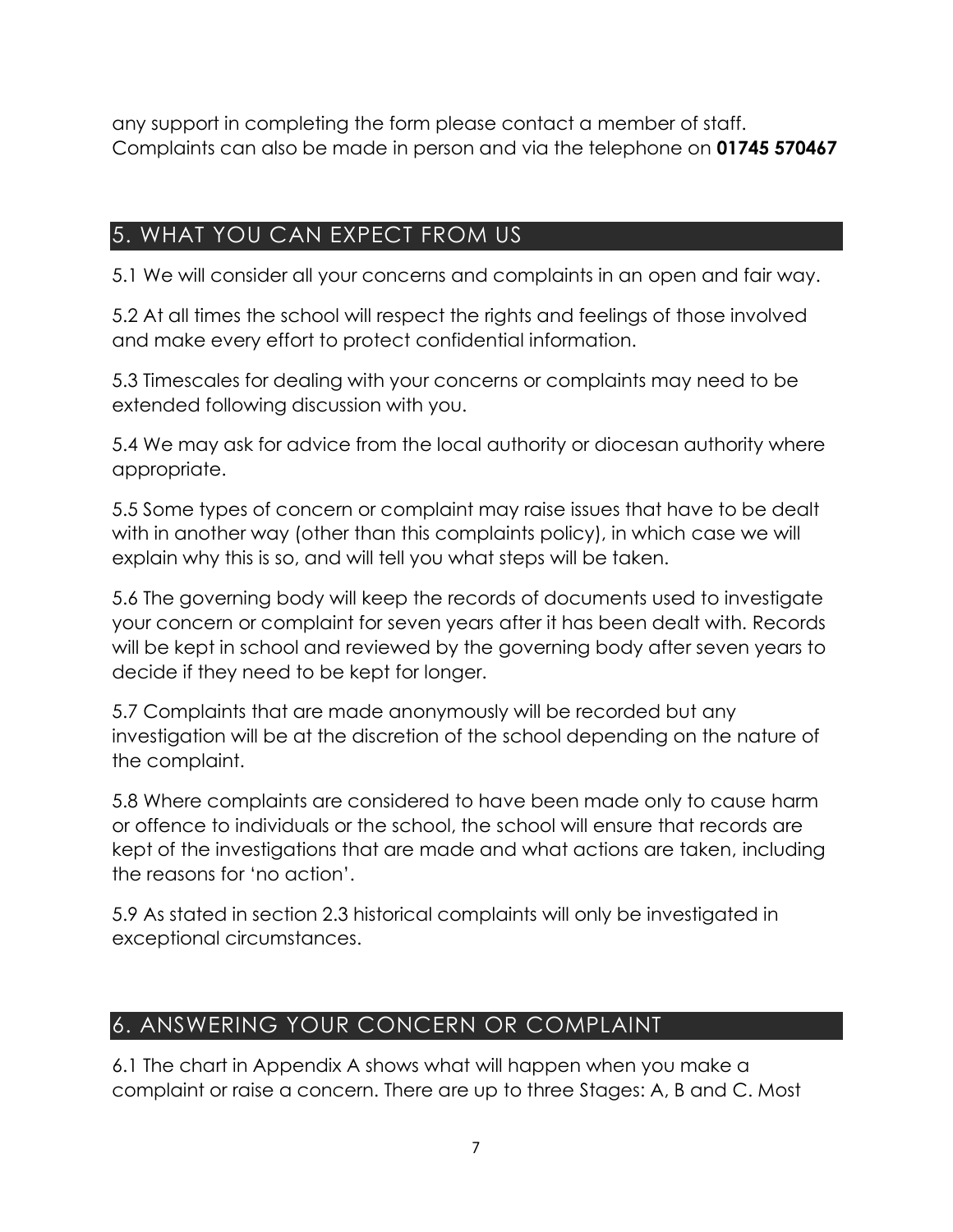any support in completing the form please contact a member of staff. Complaints can also be made in person and via the telephone on **01745 570467**

## 5. WHAT YOU CAN EXPECT FROM US

5.1 We will consider all your concerns and complaints in an open and fair way.

5.2 At all times the school will respect the rights and feelings of those involved and make every effort to protect confidential information.

5.3 Timescales for dealing with your concerns or complaints may need to be extended following discussion with you.

5.4 We may ask for advice from the local authority or diocesan authority where appropriate.

5.5 Some types of concern or complaint may raise issues that have to be dealt with in another way (other than this complaints policy), in which case we will explain why this is so, and will tell you what steps will be taken.

5.6 The governing body will keep the records of documents used to investigate your concern or complaint for seven years after it has been dealt with. Records will be kept in school and reviewed by the governing body after seven years to decide if they need to be kept for longer.

5.7 Complaints that are made anonymously will be recorded but any investigation will be at the discretion of the school depending on the nature of the complaint.

5.8 Where complaints are considered to have been made only to cause harm or offence to individuals or the school, the school will ensure that records are kept of the investigations that are made and what actions are taken, including the reasons for 'no action'.

5.9 As stated in section 2.3 historical complaints will only be investigated in exceptional circumstances.

## 6. ANSWERING YOUR CONCERN OR COMPLAINT

6.1 The chart in Appendix A shows what will happen when you make a complaint or raise a concern. There are up to three Stages: A, B and C. Most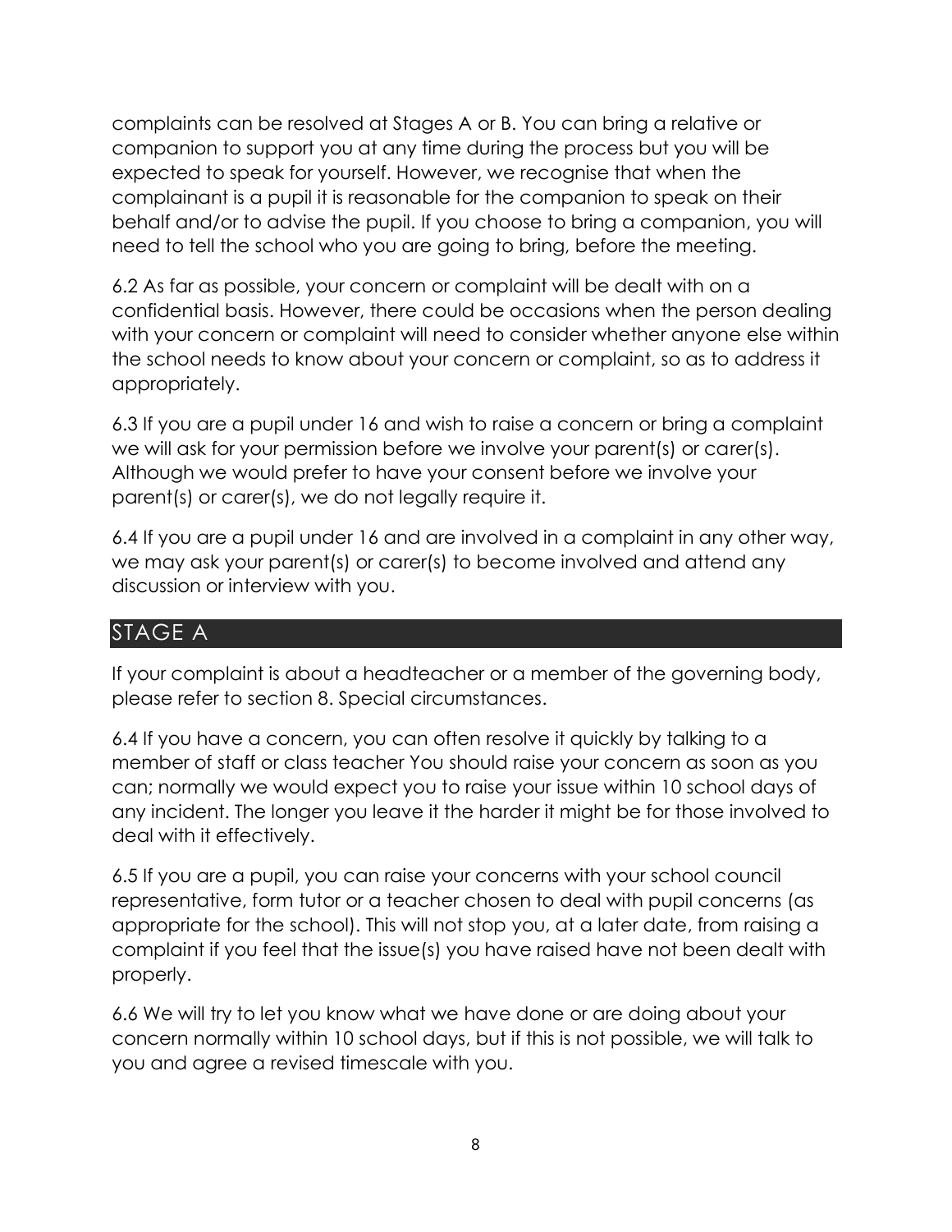complaints can be resolved at Stages A or B. You can bring a relative or companion to support you at any time during the process but you will be expected to speak for yourself. However, we recognise that when the complainant is a pupil it is reasonable for the companion to speak on their behalf and/or to advise the pupil. If you choose to bring a companion, you will need to tell the school who you are going to bring, before the meeting.

6.2 As far as possible, your concern or complaint will be dealt with on a confidential basis. However, there could be occasions when the person dealing with your concern or complaint will need to consider whether anyone else within the school needs to know about your concern or complaint, so as to address it appropriately.

6.3 If you are a pupil under 16 and wish to raise a concern or bring a complaint we will ask for your permission before we involve your parent(s) or carer(s). Although we would prefer to have your consent before we involve your parent(s) or carer(s), we do not legally require it.

6.4 If you are a pupil under 16 and are involved in a complaint in any other way, we may ask your parent(s) or carer(s) to become involved and attend any discussion or interview with you.

## STAGE A

If your complaint is about a headteacher or a member of the governing body, please refer to section 8. Special circumstances.

6.4 If you have a concern, you can often resolve it quickly by talking to a member of staff or class teacher You should raise your concern as soon as you can; normally we would expect you to raise your issue within 10 school days of any incident. The longer you leave it the harder it might be for those involved to deal with it effectively.

6.5 If you are a pupil, you can raise your concerns with your school council representative, form tutor or a teacher chosen to deal with pupil concerns (as appropriate for the school). This will not stop you, at a later date, from raising a complaint if you feel that the issue(s) you have raised have not been dealt with properly.

6.6 We will try to let you know what we have done or are doing about your concern normally within 10 school days, but if this is not possible, we will talk to you and agree a revised timescale with you.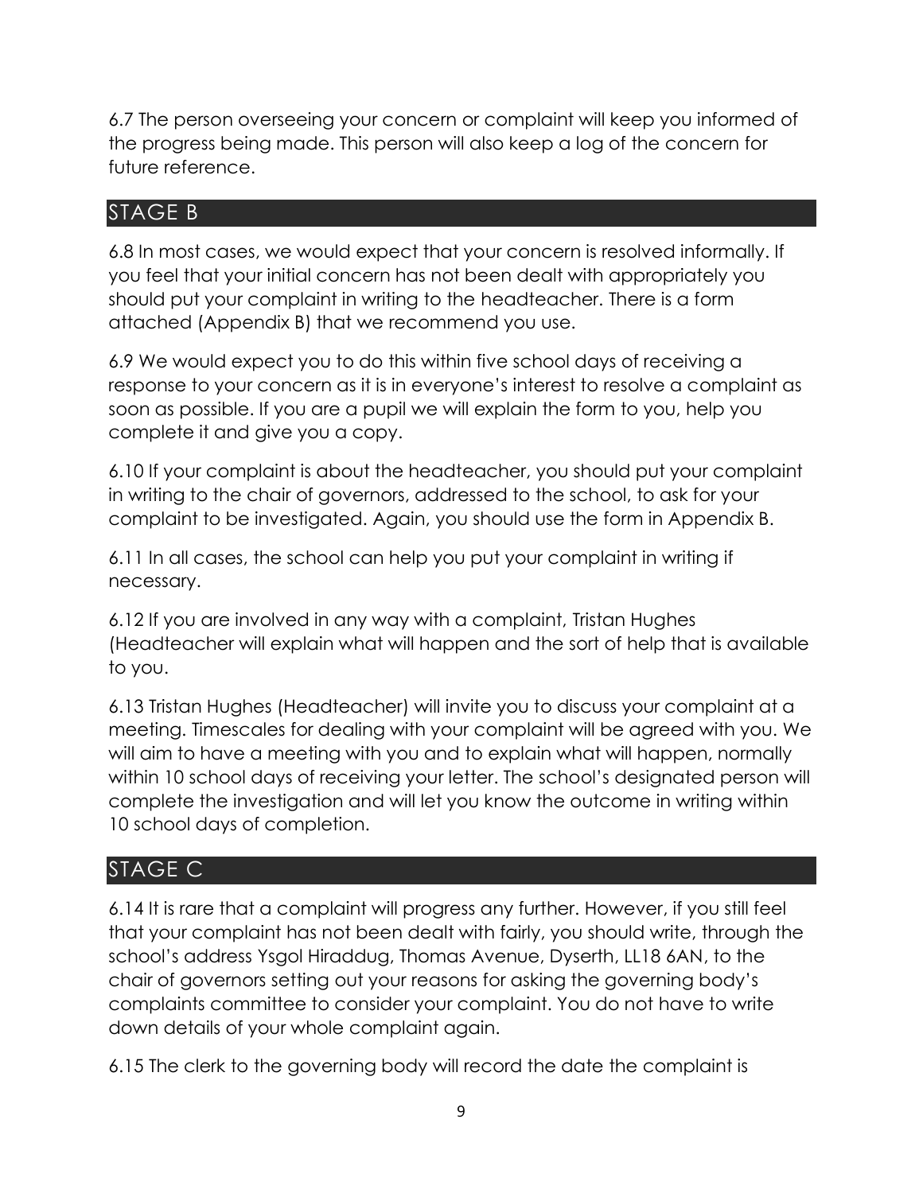6.7 The person overseeing your concern or complaint will keep you informed of the progress being made. This person will also keep a log of the concern for future reference.

## STAGE B

6.8 In most cases, we would expect that your concern is resolved informally. If you feel that your initial concern has not been dealt with appropriately you should put your complaint in writing to the headteacher. There is a form attached (Appendix B) that we recommend you use.

6.9 We would expect you to do this within five school days of receiving a response to your concern as it is in everyone's interest to resolve a complaint as soon as possible. If you are a pupil we will explain the form to you, help you complete it and give you a copy.

6.10 If your complaint is about the headteacher, you should put your complaint in writing to the chair of governors, addressed to the school, to ask for your complaint to be investigated. Again, you should use the form in Appendix B.

6.11 In all cases, the school can help you put your complaint in writing if necessary.

6.12 If you are involved in any way with a complaint, Tristan Hughes (Headteacher will explain what will happen and the sort of help that is available to you.

6.13 Tristan Hughes (Headteacher) will invite you to discuss your complaint at a meeting. Timescales for dealing with your complaint will be agreed with you. We will aim to have a meeting with you and to explain what will happen, normally within 10 school days of receiving your letter. The school's designated person will complete the investigation and will let you know the outcome in writing within 10 school days of completion.

## STAGE C

6.14 It is rare that a complaint will progress any further. However, if you still feel that your complaint has not been dealt with fairly, you should write, through the school's address Ysgol Hiraddug, Thomas Avenue, Dyserth, LL18 6AN, to the chair of governors setting out your reasons for asking the governing body's complaints committee to consider your complaint. You do not have to write down details of your whole complaint again.

6.15 The clerk to the governing body will record the date the complaint is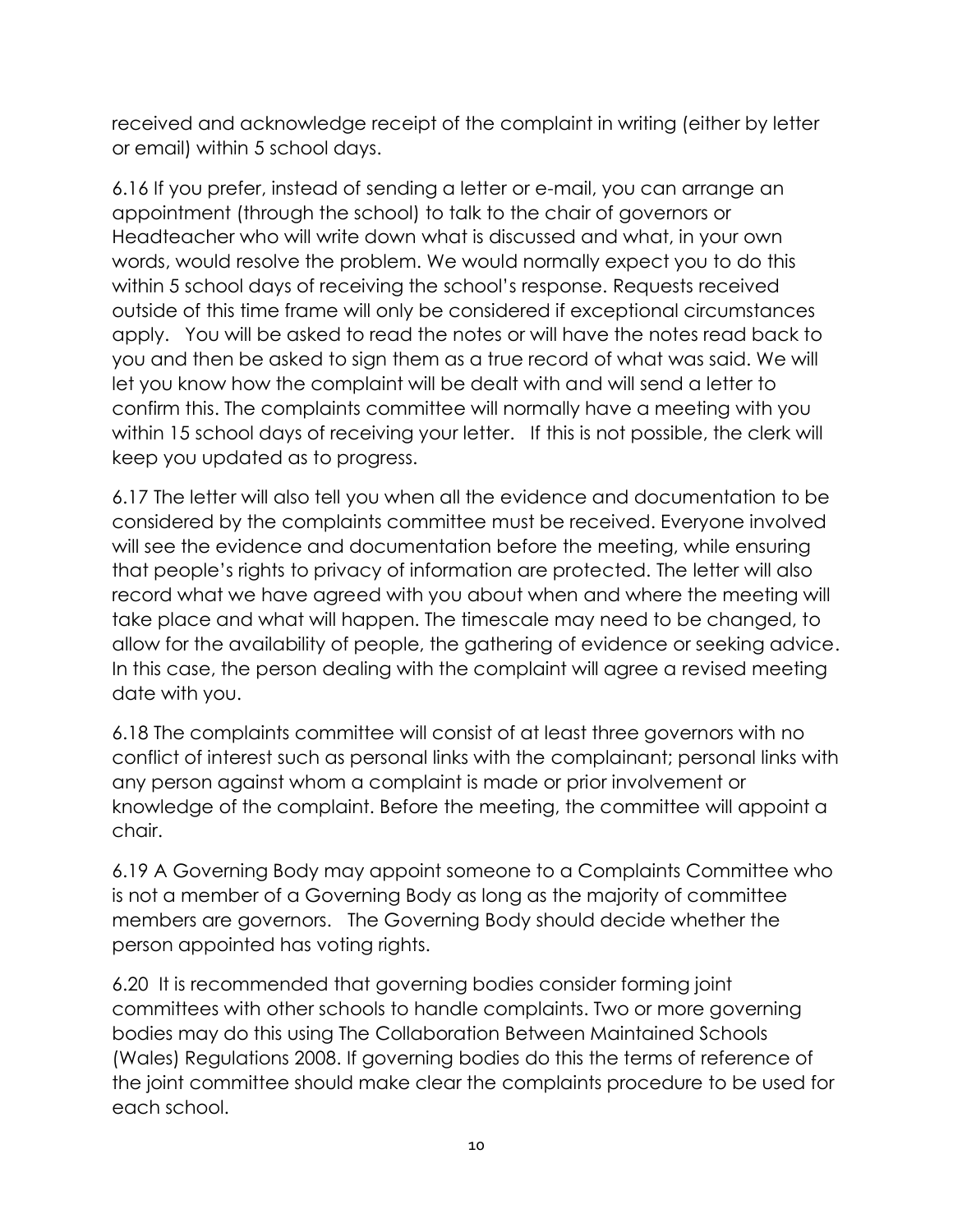received and acknowledge receipt of the complaint in writing (either by letter or email) within 5 school days.

6.16 If you prefer, instead of sending a letter or e-mail, you can arrange an appointment (through the school) to talk to the chair of governors or Headteacher who will write down what is discussed and what, in your own words, would resolve the problem. We would normally expect you to do this within 5 school days of receiving the school's response. Requests received outside of this time frame will only be considered if exceptional circumstances apply. You will be asked to read the notes or will have the notes read back to you and then be asked to sign them as a true record of what was said. We will let you know how the complaint will be dealt with and will send a letter to confirm this. The complaints committee will normally have a meeting with you within 15 school days of receiving your letter. If this is not possible, the clerk will keep you updated as to progress.

6.17 The letter will also tell you when all the evidence and documentation to be considered by the complaints committee must be received. Everyone involved will see the evidence and documentation before the meeting, while ensuring that people's rights to privacy of information are protected. The letter will also record what we have agreed with you about when and where the meeting will take place and what will happen. The timescale may need to be changed, to allow for the availability of people, the gathering of evidence or seeking advice. In this case, the person dealing with the complaint will agree a revised meeting date with you.

6.18 The complaints committee will consist of at least three governors with no conflict of interest such as personal links with the complainant; personal links with any person against whom a complaint is made or prior involvement or knowledge of the complaint. Before the meeting, the committee will appoint a chair.

6.19 A Governing Body may appoint someone to a Complaints Committee who is not a member of a Governing Body as long as the majority of committee members are governors. The Governing Body should decide whether the person appointed has voting rights.

6.20 It is recommended that governing bodies consider forming joint committees with other schools to handle complaints. Two or more governing bodies may do this using The Collaboration Between Maintained Schools (Wales) Regulations 2008. If governing bodies do this the terms of reference of the joint committee should make clear the complaints procedure to be used for each school.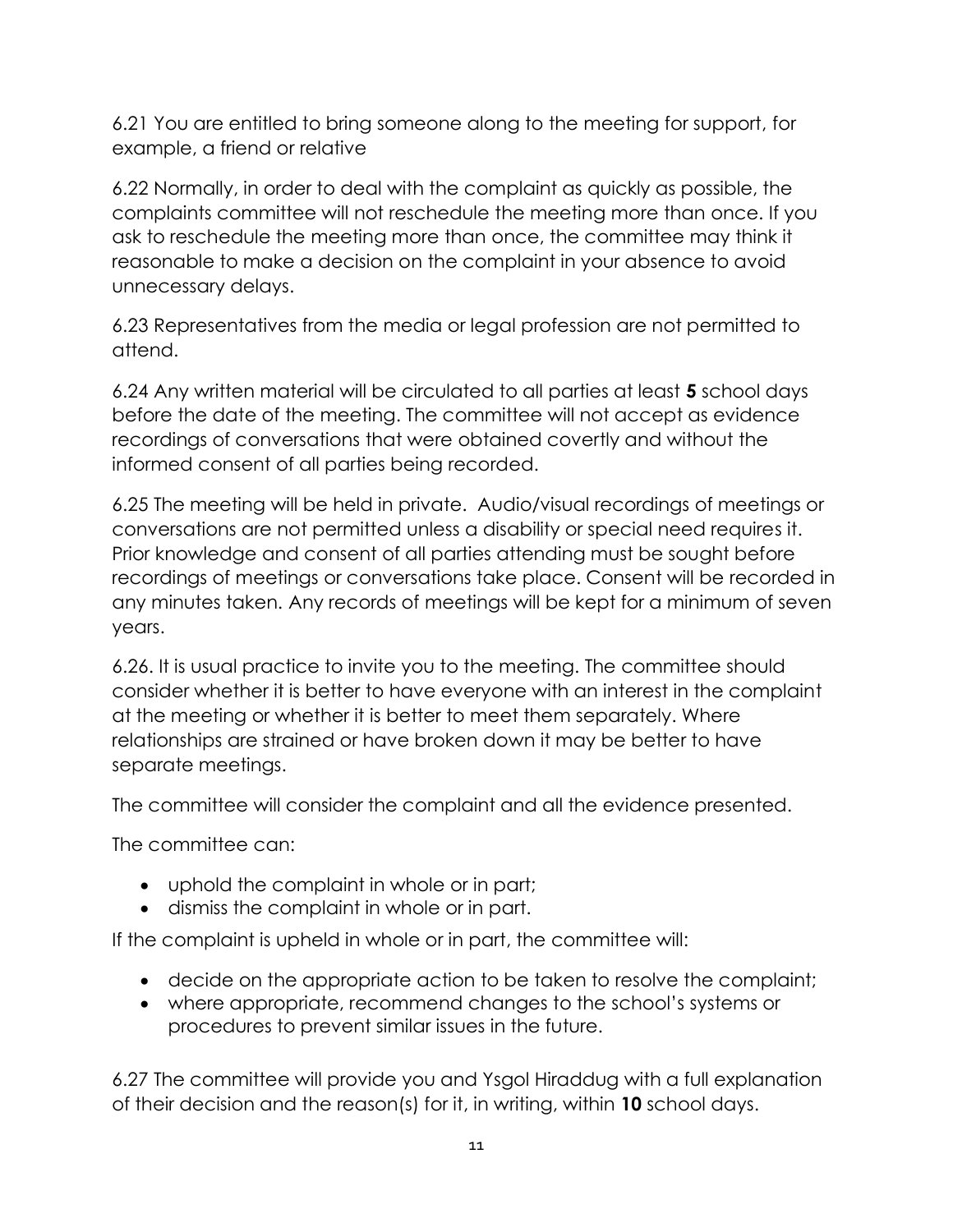6.21 You are entitled to bring someone along to the meeting for support, for example, a friend or relative

6.22 Normally, in order to deal with the complaint as quickly as possible, the complaints committee will not reschedule the meeting more than once. If you ask to reschedule the meeting more than once, the committee may think it reasonable to make a decision on the complaint in your absence to avoid unnecessary delays.

6.23 Representatives from the media or legal profession are not permitted to attend.

6.24 Any written material will be circulated to all parties at least **5** school days before the date of the meeting. The committee will not accept as evidence recordings of conversations that were obtained covertly and without the informed consent of all parties being recorded.

6.25 The meeting will be held in private. Audio/visual recordings of meetings or conversations are not permitted unless a disability or special need requires it. Prior knowledge and consent of all parties attending must be sought before recordings of meetings or conversations take place. Consent will be recorded in any minutes taken. Any records of meetings will be kept for a minimum of seven years.

6.26. It is usual practice to invite you to the meeting. The committee should consider whether it is better to have everyone with an interest in the complaint at the meeting or whether it is better to meet them separately. Where relationships are strained or have broken down it may be better to have separate meetings.

The committee will consider the complaint and all the evidence presented.

The committee can:

- uphold the complaint in whole or in part;
- dismiss the complaint in whole or in part.

If the complaint is upheld in whole or in part, the committee will:

- decide on the appropriate action to be taken to resolve the complaint;
- where appropriate, recommend changes to the school's systems or procedures to prevent similar issues in the future.

6.27 The committee will provide you and Ysgol Hiraddug with a full explanation of their decision and the reason(s) for it, in writing, within **10** school days.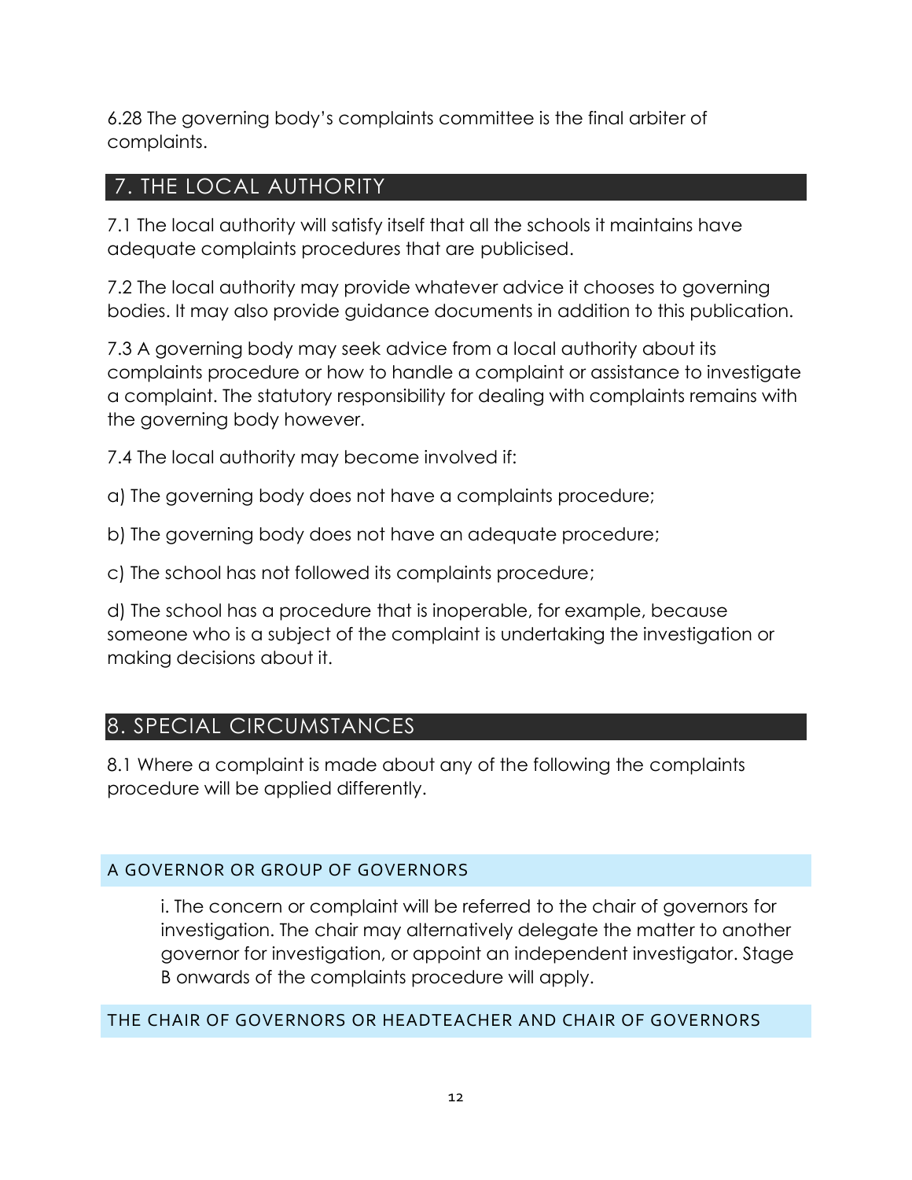6.28 The governing body's complaints committee is the final arbiter of complaints.

## 7. THE LOCAL AUTHORITY

7.1 The local authority will satisfy itself that all the schools it maintains have adequate complaints procedures that are publicised.

7.2 The local authority may provide whatever advice it chooses to governing bodies. It may also provide guidance documents in addition to this publication.

7.3 A governing body may seek advice from a local authority about its complaints procedure or how to handle a complaint or assistance to investigate a complaint. The statutory responsibility for dealing with complaints remains with the governing body however.

7.4 The local authority may become involved if:

a) The governing body does not have a complaints procedure;

b) The governing body does not have an adequate procedure;

c) The school has not followed its complaints procedure;

d) The school has a procedure that is inoperable, for example, because someone who is a subject of the complaint is undertaking the investigation or making decisions about it.

## 8. SPECIAL CIRCUMSTANCES

8.1 Where a complaint is made about any of the following the complaints procedure will be applied differently.

### A GOVERNOR OR GROUP OF GOVERNORS

i. The concern or complaint will be referred to the chair of governors for investigation. The chair may alternatively delegate the matter to another governor for investigation, or appoint an independent investigator. Stage B onwards of the complaints procedure will apply.

### THE CHAIR OF GOVERNORS OR HEADTEACHER AND CHAIR OF GOVERNORS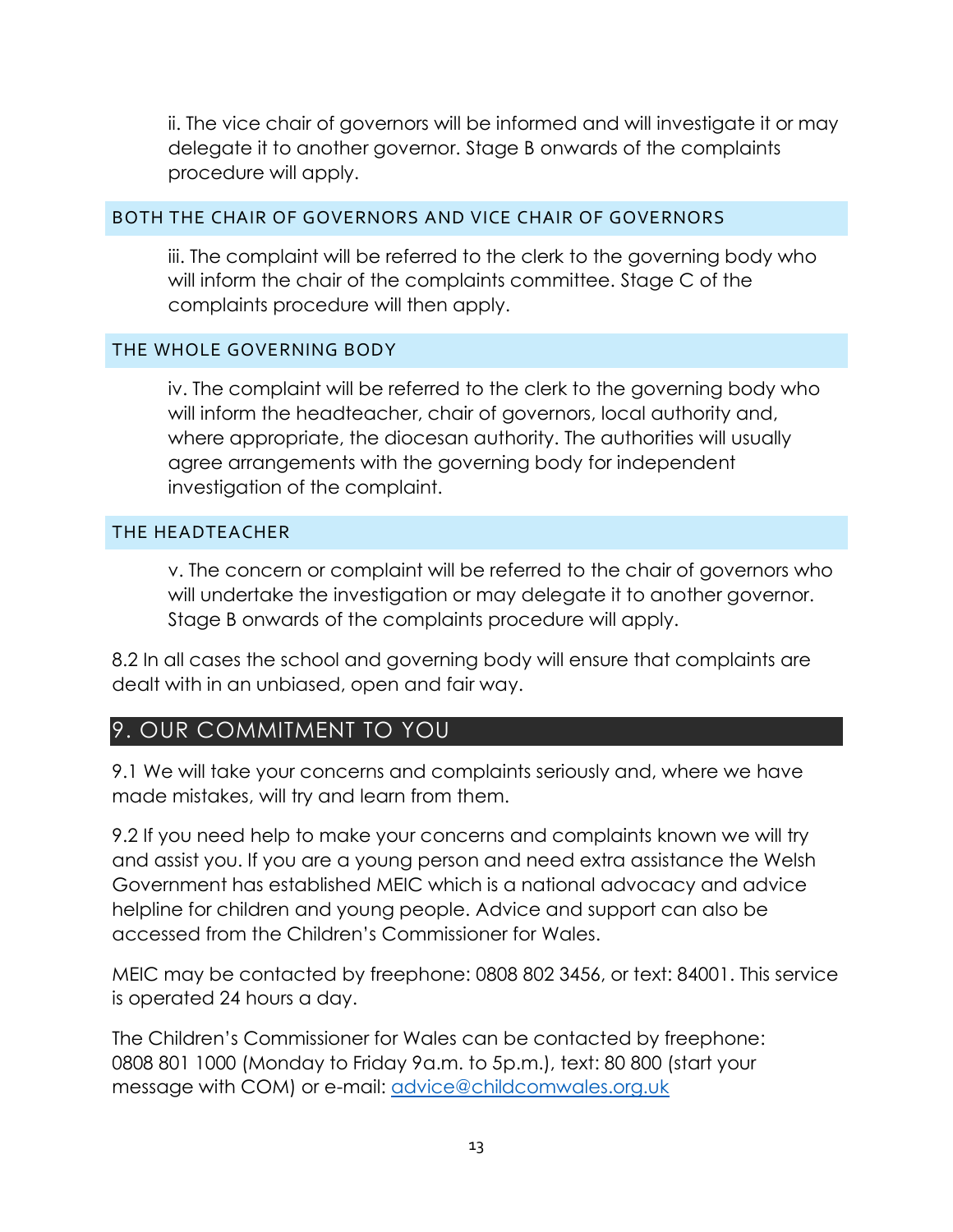ii. The vice chair of governors will be informed and will investigate it or may delegate it to another governor. Stage B onwards of the complaints procedure will apply.

### BOTH THE CHAIR OF GOVERNORS AND VICE CHAIR OF GOVERNORS

iii. The complaint will be referred to the clerk to the governing body who will inform the chair of the complaints committee. Stage C of the complaints procedure will then apply.

### THE WHOLE GOVERNING BODY

iv. The complaint will be referred to the clerk to the governing body who will inform the headteacher, chair of governors, local authority and, where appropriate, the diocesan authority. The authorities will usually agree arrangements with the governing body for independent investigation of the complaint.

### THE HEADTEACHER

v. The concern or complaint will be referred to the chair of governors who will undertake the investigation or may delegate it to another governor. Stage B onwards of the complaints procedure will apply.

8.2 In all cases the school and governing body will ensure that complaints are dealt with in an unbiased, open and fair way.

## 9. OUR COMMITMENT TO YOU

9.1 We will take your concerns and complaints seriously and, where we have made mistakes, will try and learn from them.

9.2 If you need help to make your concerns and complaints known we will try and assist you. If you are a young person and need extra assistance the Welsh Government has established MEIC which is a national advocacy and advice helpline for children and young people. Advice and support can also be accessed from the Children's Commissioner for Wales.

MEIC may be contacted by freephone: 0808 802 3456, or text: 84001. This service is operated 24 hours a day.

The Children's Commissioner for Wales can be contacted by freephone: 0808 801 1000 (Monday to Friday 9a.m. to 5p.m.), text: 80 800 (start your message with COM) or e-mail: advice@childcomwales.org.uk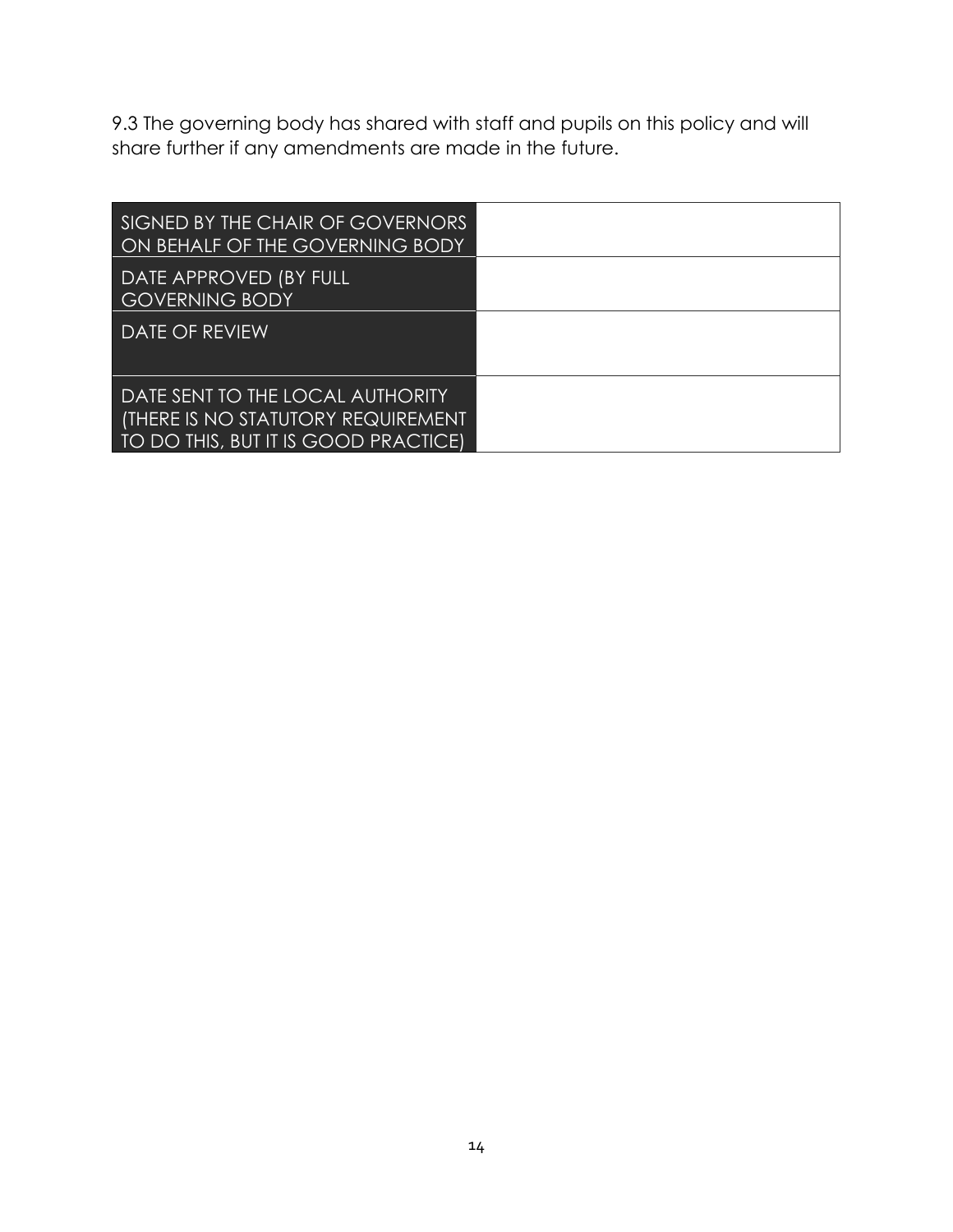9.3 The governing body has shared with staff and pupils on this policy and will share further if any amendments are made in the future.

| SIGNED BY THE CHAIR OF GOVERNORS ON BEHALF OF THE GOVERNING BODY | |
|---|---|
| DATE APPROVED (BY FULL GOVERNING BODY | |
| DATE OF REVIEW | |
| DATE SENT TO THE LOCAL AUTHORITY (THERE IS NO STATUTORY REQUIREMENT TO DO THIS, BUT IT IS GOOD PRACTICE) | |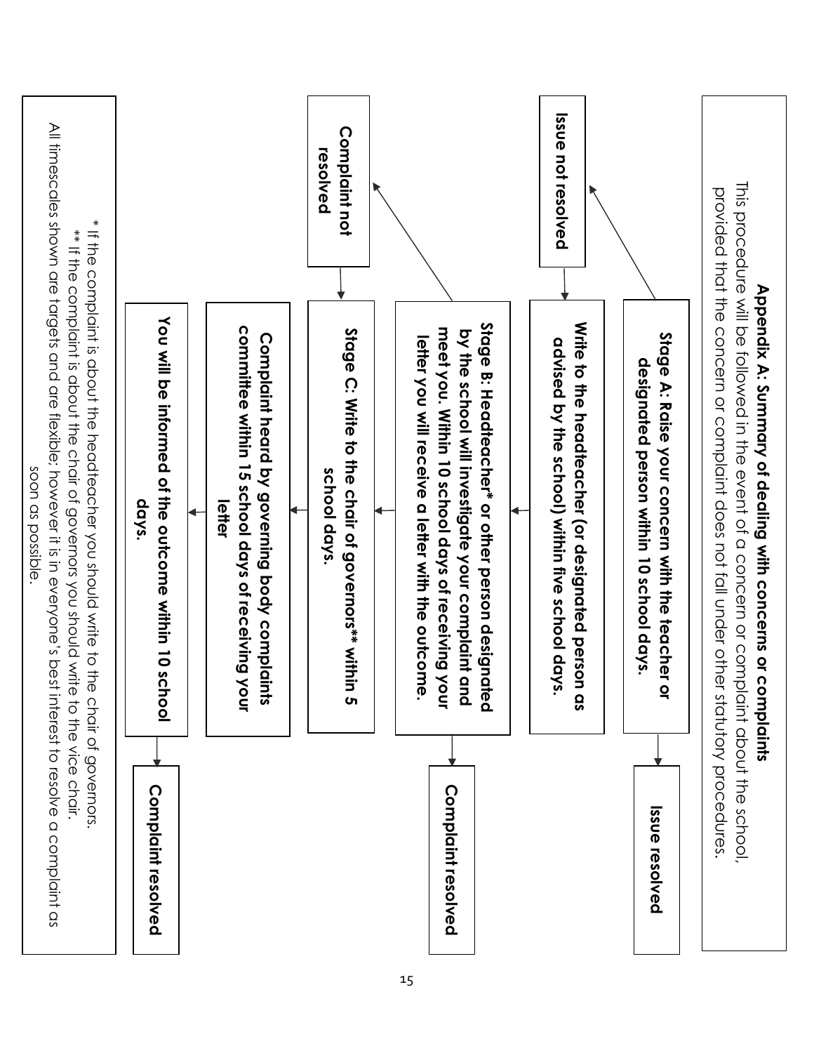## Appendix A: Summary of dealing with concerns or complaints

This procedure will be followed in the event of a concern or complaint about the school, provided that the concern or complaint does not fall under other statutory procedures.

**Stage A: Raise your concern with the teacher or designated person within 10 school days.**

→ **Issue resolved**

→ **Issue not resolved**

**Write to the headteacher (or designated person as advised by the school) within five school days.**

**Stage B: Headteacher* or other person designated by the school will investigate your complaint and meet you. Within 10 school days of receiving your letter you will receive a letter with the outcome.**

→ **Complaint resolved**

→ **Complaint not resolved**

**Stage C: Write to the chair of governors** within 5 school days.**

**Complaint heard by governing body complaints committee within 15 school days of receiving your letter**

**You will be informed of the outcome within 10 school days.**

→ **Complaint resolved**

\* If the complaint is about the headteacher you should write to the chair of governors.
\*\* If the complaint is about the chair of governors you should write to the vice chair.
All timescales shown are targets and are flexible; however it is in everyone's best interest to resolve a complaint as soon as possible.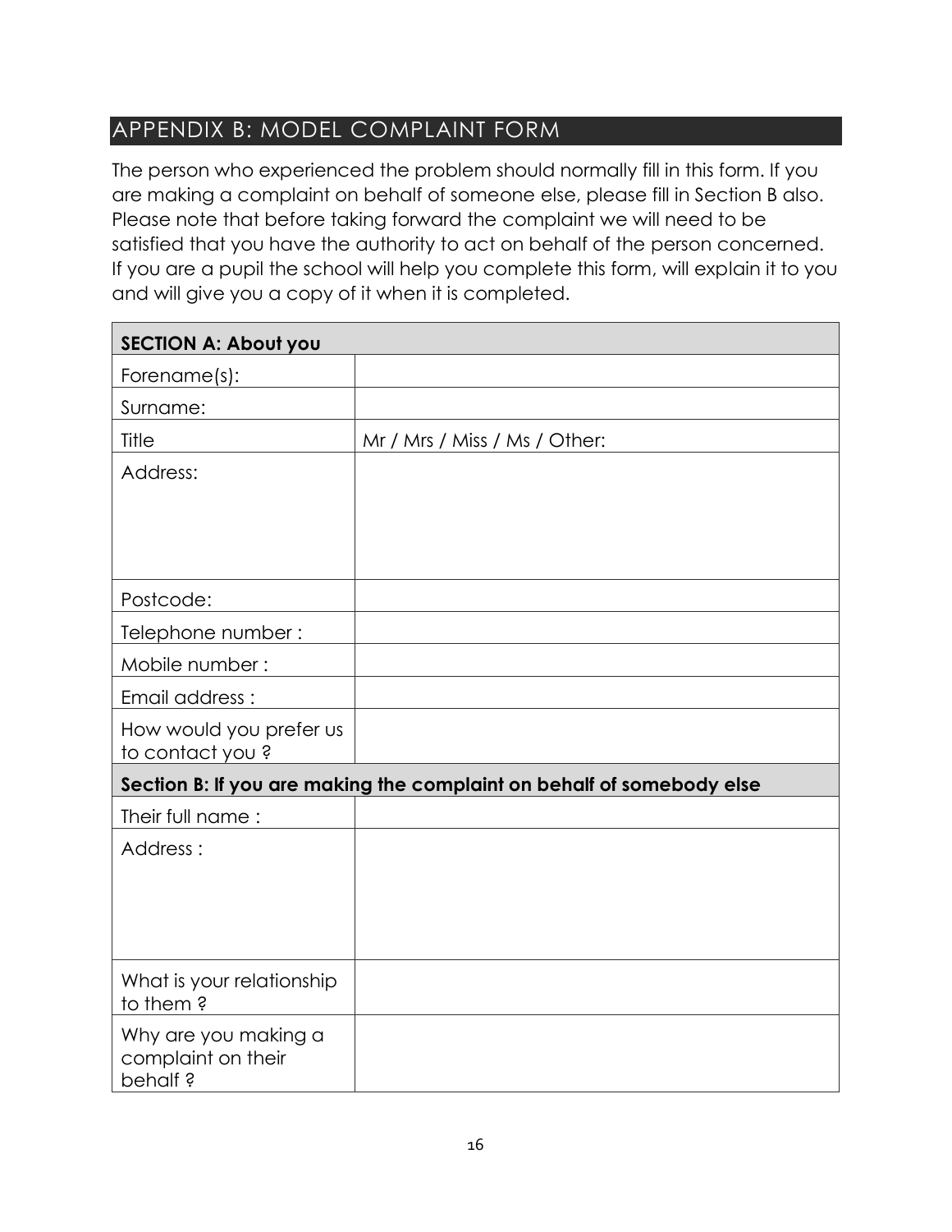## APPENDIX B: MODEL COMPLAINT FORM

The person who experienced the problem should normally fill in this form. If you are making a complaint on behalf of someone else, please fill in Section B also. Please note that before taking forward the complaint we will need to be satisfied that you have the authority to act on behalf of the person concerned. If you are a pupil the school will help you complete this form, will explain it to you and will give you a copy of it when it is completed.

| **SECTION A: About you** | |
|---|---|
| Forename(s): | |
| Surname: | |
| Title | Mr / Mrs / Miss / Ms / Other: |
| Address: | |
| Postcode: | |
| Telephone number : | |
| Mobile number : | |
| Email address : | |
| How would you prefer us to contact you ? | |
| **Section B: If you are making the complaint on behalf of somebody else** | |
| Their full name : | |
| Address : | |
| What is your relationship to them ? | |
| Why are you making a complaint on their behalf ? | |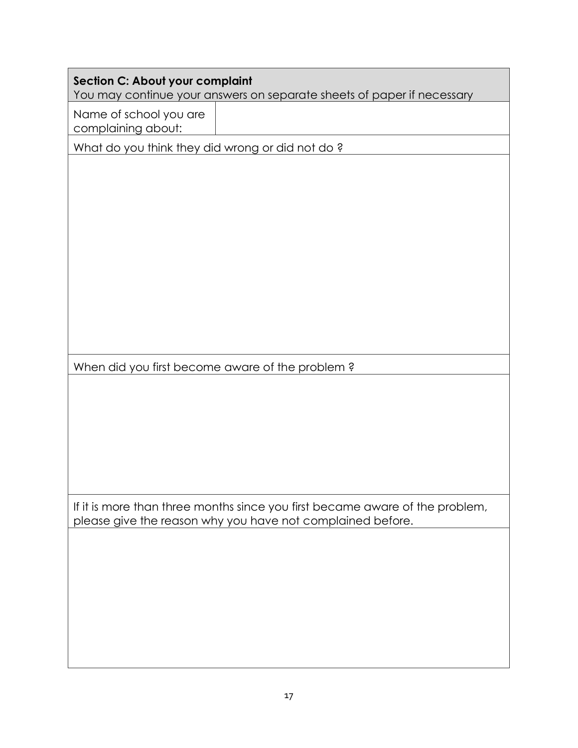**Section C: About your complaint**

You may continue your answers on separate sheets of paper if necessary

| Name of school you are complaining about: | |
| --- | --- |

What do you think they did wrong or did not do ?

When did you first become aware of the problem ?

If it is more than three months since you first became aware of the problem, please give the reason why you have not complained before.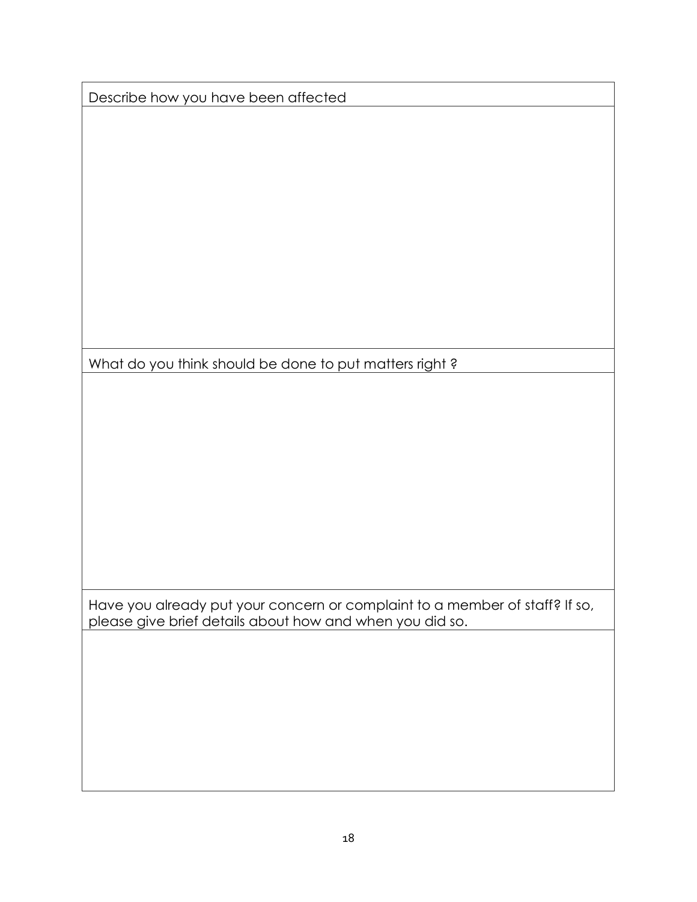| Describe how you have been affected |
| --- |
| |
| **What do you think should be done to put matters right ?** |
| |
| **Have you already put your concern or complaint to a member of staff? If so, please give brief details about how and when you did so.** |
| |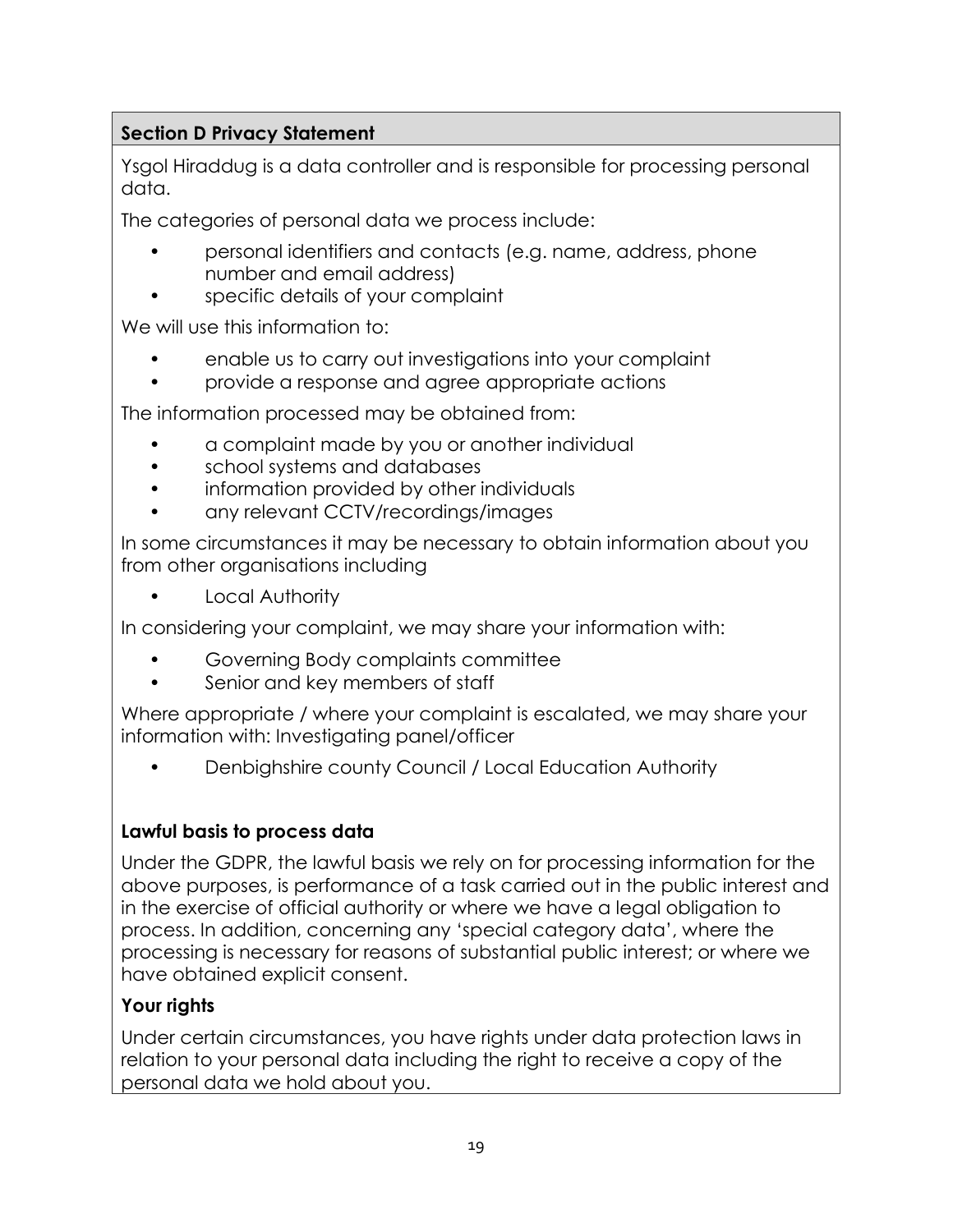## Section D Privacy Statement

Ysgol Hiraddug is a data controller and is responsible for processing personal data.

The categories of personal data we process include:

- personal identifiers and contacts (e.g. name, address, phone number and email address)
- specific details of your complaint

We will use this information to:

- enable us to carry out investigations into your complaint
- provide a response and agree appropriate actions

The information processed may be obtained from:

- a complaint made by you or another individual
- school systems and databases
- information provided by other individuals
- any relevant CCTV/recordings/images

In some circumstances it may be necessary to obtain information about you from other organisations including

- Local Authority

In considering your complaint, we may share your information with:

- Governing Body complaints committee
- Senior and key members of staff

Where appropriate / where your complaint is escalated, we may share your information with: Investigating panel/officer

- Denbighshire county Council / Local Education Authority

### Lawful basis to process data

Under the GDPR, the lawful basis we rely on for processing information for the above purposes, is performance of a task carried out in the public interest and in the exercise of official authority or where we have a legal obligation to process. In addition, concerning any 'special category data', where the processing is necessary for reasons of substantial public interest; or where we have obtained explicit consent.

### Your rights

Under certain circumstances, you have rights under data protection laws in relation to your personal data including the right to receive a copy of the personal data we hold about you.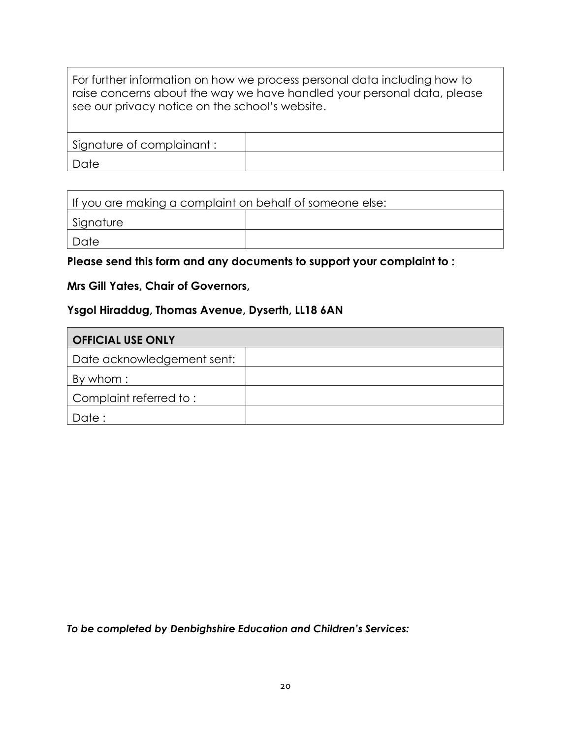| For further information on how we process personal data including how to raise concerns about the way we have handled your personal data, please see our privacy notice on the school's website. | |
|---|---|
| Signature of complainant : | |
| Date | |

| If you are making a complaint on behalf of someone else: | |
|---|---|
| Signature | |
| Date | |

**Please send this form and any documents to support your complaint to :**

**Mrs Gill Yates, Chair of Governors,**

**Ysgol Hiraddug, Thomas Avenue, Dyserth, LL18 6AN**

| **OFFICIAL USE ONLY** | |
|---|---|
| Date acknowledgement sent: | |
| By whom : | |
| Complaint referred to : | |
| Date : | |

***To be completed by Denbighshire Education and Children's Services:***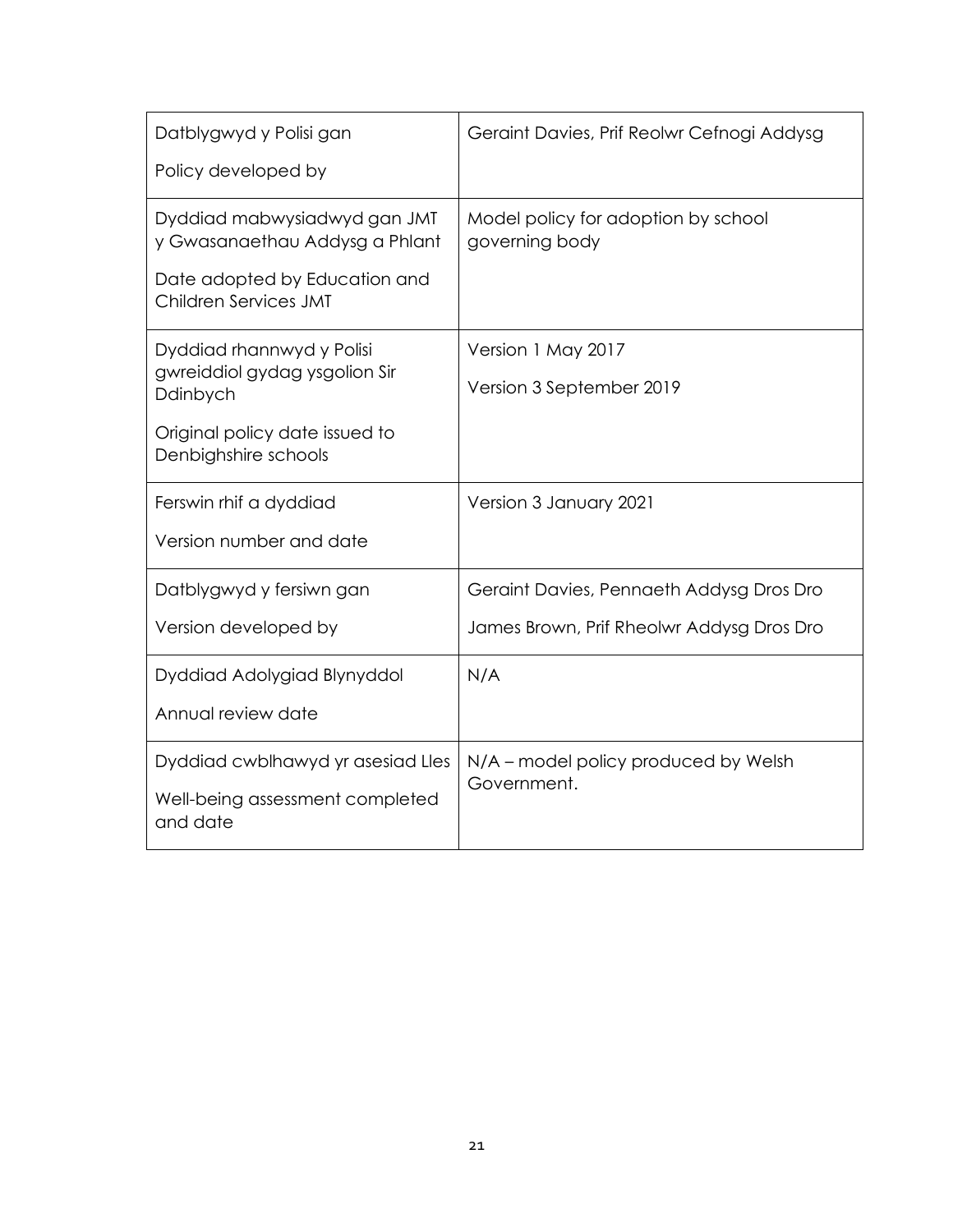| | |
|---|---|
| Datblygwyd y Polisi gan<br><br>Policy developed by | Geraint Davies, Prif Reolwr Cefnogi Addysg |
| Dyddiad mabwysiadwyd gan JMT y Gwasanaethau Addysg a Phlant<br><br>Date adopted by Education and Children Services JMT | Model policy for adoption by school governing body |
| Dyddiad rhannwyd y Polisi gwreiddiol gydag ysgolion Sir Ddinbych<br><br>Original policy date issued to Denbighshire schools | Version 1 May 2017<br><br>Version 3 September 2019 |
| Ferswin rhif a dyddiad<br><br>Version number and date | Version 3 January 2021 |
| Datblygwyd y fersiwn gan<br><br>Version developed by | Geraint Davies, Pennaeth Addysg Dros Dro<br><br>James Brown, Prif Rheolwr Addysg Dros Dro |
| Dyddiad Adolygiad Blynyddol<br><br>Annual review date | N/A |
| Dyddiad cwblhawyd yr asesiad Lles<br><br>Well-being assessment completed and date | N/A – model policy produced by Welsh Government. |